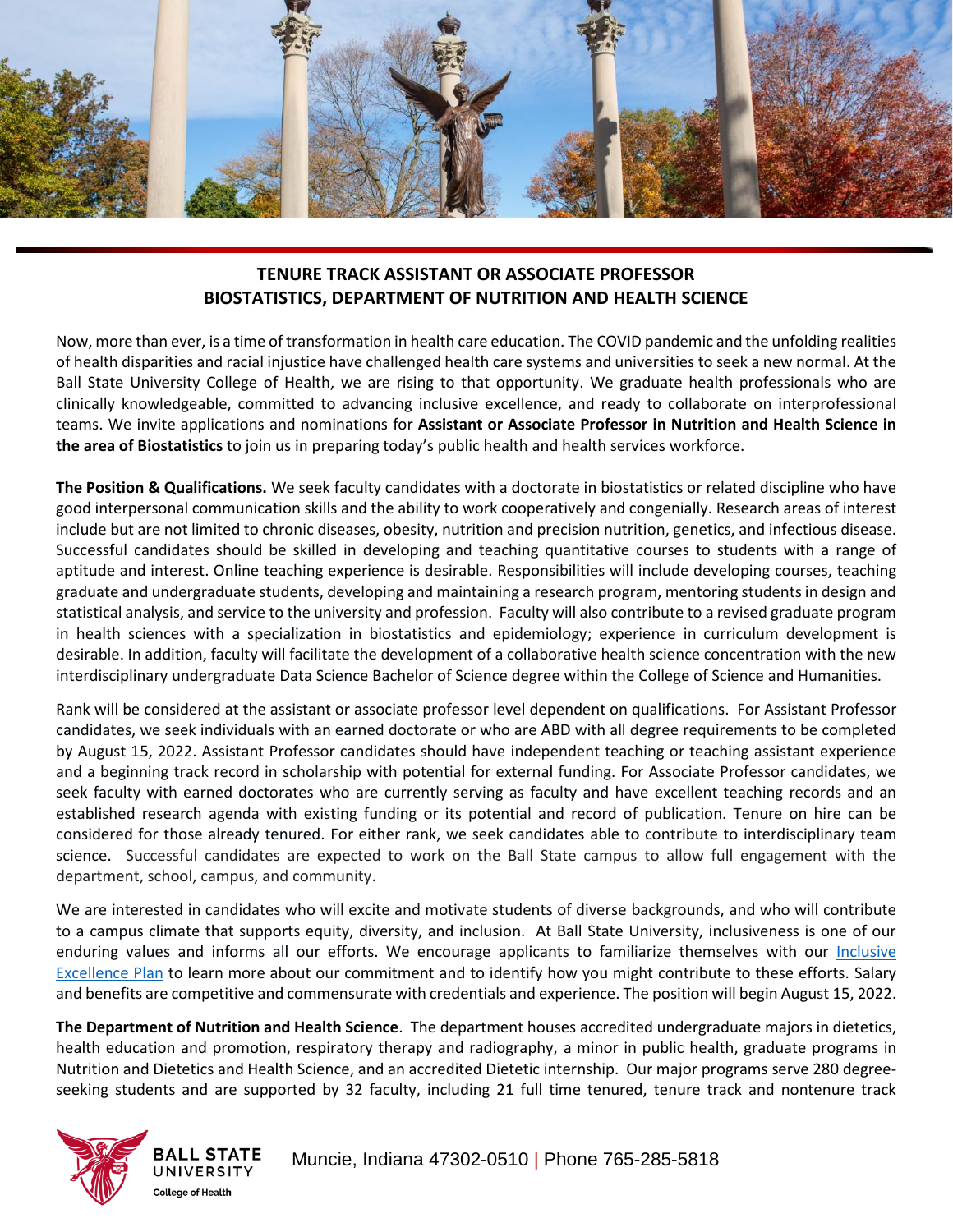## TENURE TRACK ASSISTANT OR ASSOCIATE PROFESSOR
## BIOSTATISTICS, DEPARTMENT OF NUTRITION AND HEALTH SCIENCE

Now, more than ever, is a time of transformation in health care education. The COVID pandemic and the unfolding realities of health disparities and racial injustice have challenged health care systems and universities to seek a new normal. At the Ball State University College of Health, we are rising to that opportunity. We graduate health professionals who are clinically knowledgeable, committed to advancing inclusive excellence, and ready to collaborate on interprofessional teams. We invite applications and nominations for **Assistant or Associate Professor in Nutrition and Health Science in the area of Biostatistics** to join us in preparing today's public health and health services workforce.

**The Position & Qualifications.** We seek faculty candidates with a doctorate in biostatistics or related discipline who have good interpersonal communication skills and the ability to work cooperatively and congenially. Research areas of interest include but are not limited to chronic diseases, obesity, nutrition and precision nutrition, genetics, and infectious disease. Successful candidates should be skilled in developing and teaching quantitative courses to students with a range of aptitude and interest. Online teaching experience is desirable. Responsibilities will include developing courses, teaching graduate and undergraduate students, developing and maintaining a research program, mentoring students in design and statistical analysis, and service to the university and profession. Faculty will also contribute to a revised graduate program in health sciences with a specialization in biostatistics and epidemiology; experience in curriculum development is desirable. In addition, faculty will facilitate the development of a collaborative health science concentration with the new interdisciplinary undergraduate Data Science Bachelor of Science degree within the College of Science and Humanities.

Rank will be considered at the assistant or associate professor level dependent on qualifications. For Assistant Professor candidates, we seek individuals with an earned doctorate or who are ABD with all degree requirements to be completed by August 15, 2022. Assistant Professor candidates should have independent teaching or teaching assistant experience and a beginning track record in scholarship with potential for external funding. For Associate Professor candidates, we seek faculty with earned doctorates who are currently serving as faculty and have excellent teaching records and an established research agenda with existing funding or its potential and record of publication. Tenure on hire can be considered for those already tenured. For either rank, we seek candidates able to contribute to interdisciplinary team science. Successful candidates are expected to work on the Ball State campus to allow full engagement with the department, school, campus, and community.

We are interested in candidates who will excite and motivate students of diverse backgrounds, and who will contribute to a campus climate that supports equity, diversity, and inclusion. At Ball State University, inclusiveness is one of our enduring values and informs all our efforts. We encourage applicants to familiarize themselves with our Inclusive Excellence Plan to learn more about our commitment and to identify how you might contribute to these efforts. Salary and benefits are competitive and commensurate with credentials and experience. The position will begin August 15, 2022.

**The Department of Nutrition and Health Science**. The department houses accredited undergraduate majors in dietetics, health education and promotion, respiratory therapy and radiography, a minor in public health, graduate programs in Nutrition and Dietetics and Health Science, and an accredited Dietetic internship. Our major programs serve 280 degree-seeking students and are supported by 32 faculty, including 21 full time tenured, tenure track and nontenure track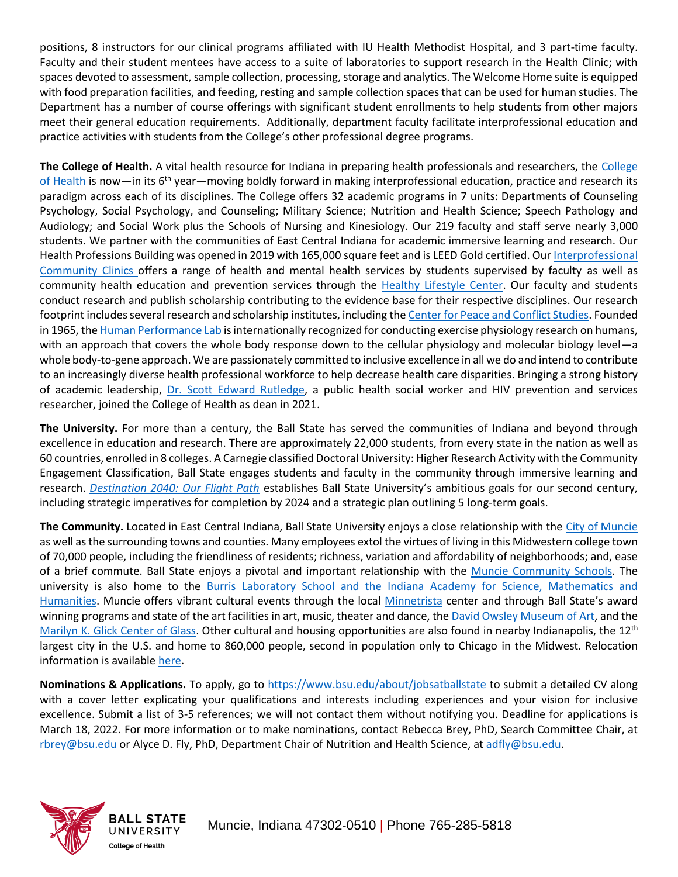positions, 8 instructors for our clinical programs affiliated with IU Health Methodist Hospital, and 3 part-time faculty. Faculty and their student mentees have access to a suite of laboratories to support research in the Health Clinic; with spaces devoted to assessment, sample collection, processing, storage and analytics. The Welcome Home suite is equipped with food preparation facilities, and feeding, resting and sample collection spaces that can be used for human studies. The Department has a number of course offerings with significant student enrollments to help students from other majors meet their general education requirements. Additionally, department faculty facilitate interprofessional education and practice activities with students from the College's other professional degree programs.

**The College of Health.** A vital health resource for Indiana in preparing health professionals and researchers, the College of Health is now—in its 6th year—moving boldly forward in making interprofessional education, practice and research its paradigm across each of its disciplines. The College offers 32 academic programs in 7 units: Departments of Counseling Psychology, Social Psychology, and Counseling; Military Science; Nutrition and Health Science; Speech Pathology and Audiology; and Social Work plus the Schools of Nursing and Kinesiology. Our 219 faculty and staff serve nearly 3,000 students. We partner with the communities of East Central Indiana for academic immersive learning and research. Our Health Professions Building was opened in 2019 with 165,000 square feet and is LEED Gold certified. Our Interprofessional Community Clinics offers a range of health and mental health services by students supervised by faculty as well as community health education and prevention services through the Healthy Lifestyle Center. Our faculty and students conduct research and publish scholarship contributing to the evidence base for their respective disciplines. Our research footprint includes several research and scholarship institutes, including the Center for Peace and Conflict Studies. Founded in 1965, the Human Performance Lab is internationally recognized for conducting exercise physiology research on humans, with an approach that covers the whole body response down to the cellular physiology and molecular biology level—a whole body-to-gene approach. We are passionately committed to inclusive excellence in all we do and intend to contribute to an increasingly diverse health professional workforce to help decrease health care disparities. Bringing a strong history of academic leadership, Dr. Scott Edward Rutledge, a public health social worker and HIV prevention and services researcher, joined the College of Health as dean in 2021.

**The University.** For more than a century, the Ball State has served the communities of Indiana and beyond through excellence in education and research. There are approximately 22,000 students, from every state in the nation as well as 60 countries, enrolled in 8 colleges. A Carnegie classified Doctoral University: Higher Research Activity with the Community Engagement Classification, Ball State engages students and faculty in the community through immersive learning and research. *Destination 2040: Our Flight Path* establishes Ball State University's ambitious goals for our second century, including strategic imperatives for completion by 2024 and a strategic plan outlining 5 long-term goals.

**The Community.** Located in East Central Indiana, Ball State University enjoys a close relationship with the City of Muncie as well as the surrounding towns and counties. Many employees extol the virtues of living in this Midwestern college town of 70,000 people, including the friendliness of residents; richness, variation and affordability of neighborhoods; and, ease of a brief commute. Ball State enjoys a pivotal and important relationship with the Muncie Community Schools. The university is also home to the Burris Laboratory School and the Indiana Academy for Science, Mathematics and Humanities. Muncie offers vibrant cultural events through the local Minnetrista center and through Ball State's award winning programs and state of the art facilities in art, music, theater and dance, the David Owsley Museum of Art, and the Marilyn K. Glick Center of Glass. Other cultural and housing opportunities are also found in nearby Indianapolis, the 12th largest city in the U.S. and home to 860,000 people, second in population only to Chicago in the Midwest. Relocation information is available here.

**Nominations & Applications.** To apply, go to https://www.bsu.edu/about/jobsatballstate to submit a detailed CV along with a cover letter explicating your qualifications and interests including experiences and your vision for inclusive excellence. Submit a list of 3-5 references; we will not contact them without notifying you. Deadline for applications is March 18, 2022. For more information or to make nominations, contact Rebecca Brey, PhD, Search Committee Chair, at rbrey@bsu.edu or Alyce D. Fly, PhD, Department Chair of Nutrition and Health Science, at adfly@bsu.edu.

BALL STATE UNIVERSITY College of Health

Muncie, Indiana 47302-0510 | Phone 765-285-5818